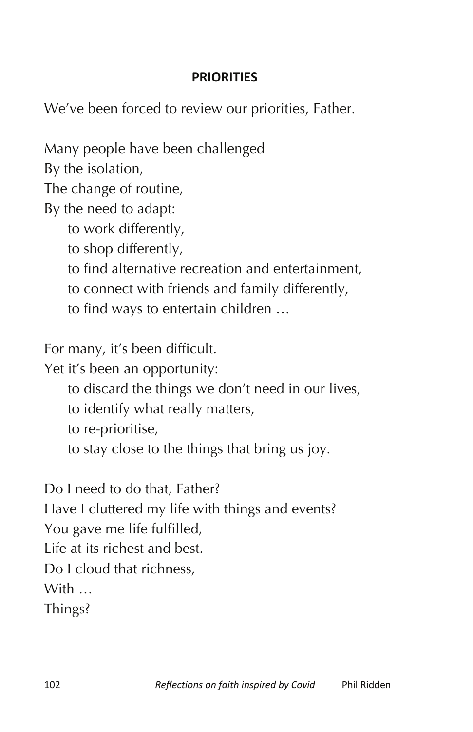## PRIORITIES

We've been forced to review our priorities, Father.

Many people have been challenged  
By the isolation,  
The change of routine,  
By the need to adapt:  
&nbsp;&nbsp;&nbsp;&nbsp;to work differently,  
&nbsp;&nbsp;&nbsp;&nbsp;to shop differently,  
&nbsp;&nbsp;&nbsp;&nbsp;to find alternative recreation and entertainment,  
&nbsp;&nbsp;&nbsp;&nbsp;to connect with friends and family differently,  
&nbsp;&nbsp;&nbsp;&nbsp;to find ways to entertain children …

For many, it's been difficult.  
Yet it's been an opportunity:  
&nbsp;&nbsp;&nbsp;&nbsp;to discard the things we don't need in our lives,  
&nbsp;&nbsp;&nbsp;&nbsp;to identify what really matters,  
&nbsp;&nbsp;&nbsp;&nbsp;to re-prioritise,  
&nbsp;&nbsp;&nbsp;&nbsp;to stay close to the things that bring us joy.

Do I need to do that, Father?  
Have I cluttered my life with things and events?  
You gave me life fulfilled,  
Life at its richest and best.  
Do I cloud that richness,  
With …  
Things?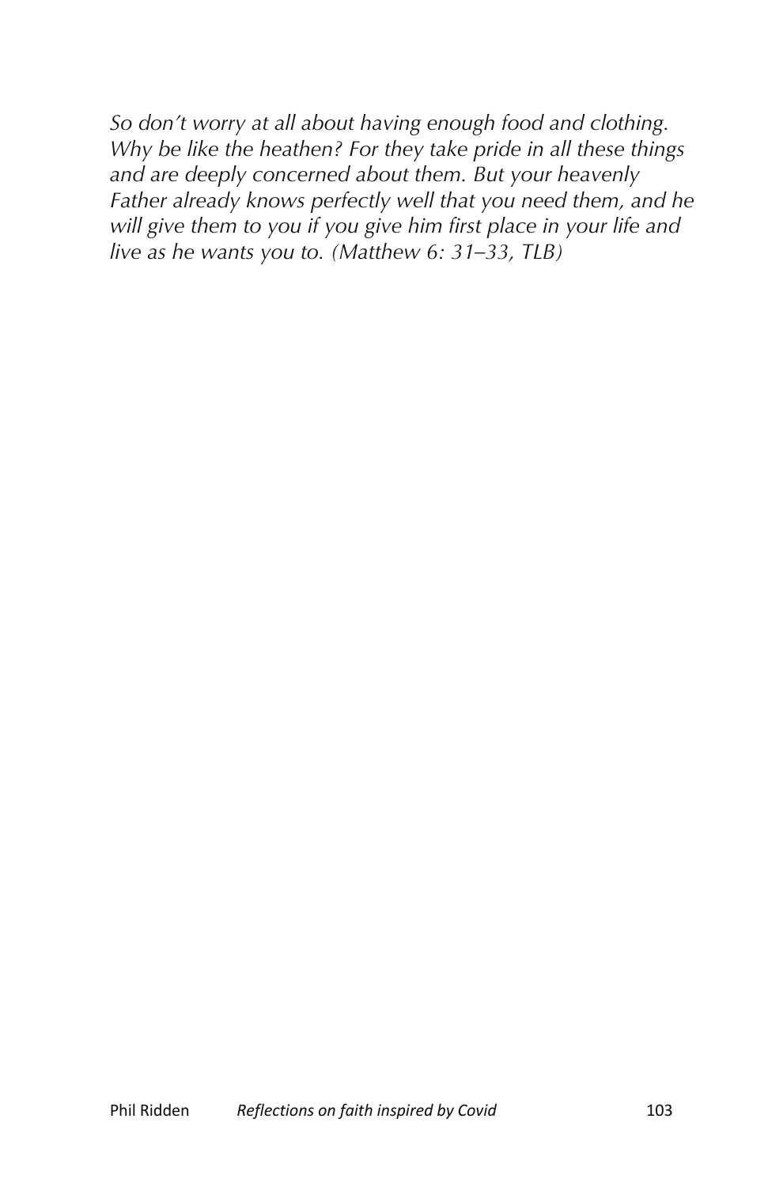*So don't worry at all about having enough food and clothing. Why be like the heathen? For they take pride in all these things and are deeply concerned about them. But your heavenly Father already knows perfectly well that you need them, and he will give them to you if you give him first place in your life and live as he wants you to. (Matthew 6: 31–33, TLB)*